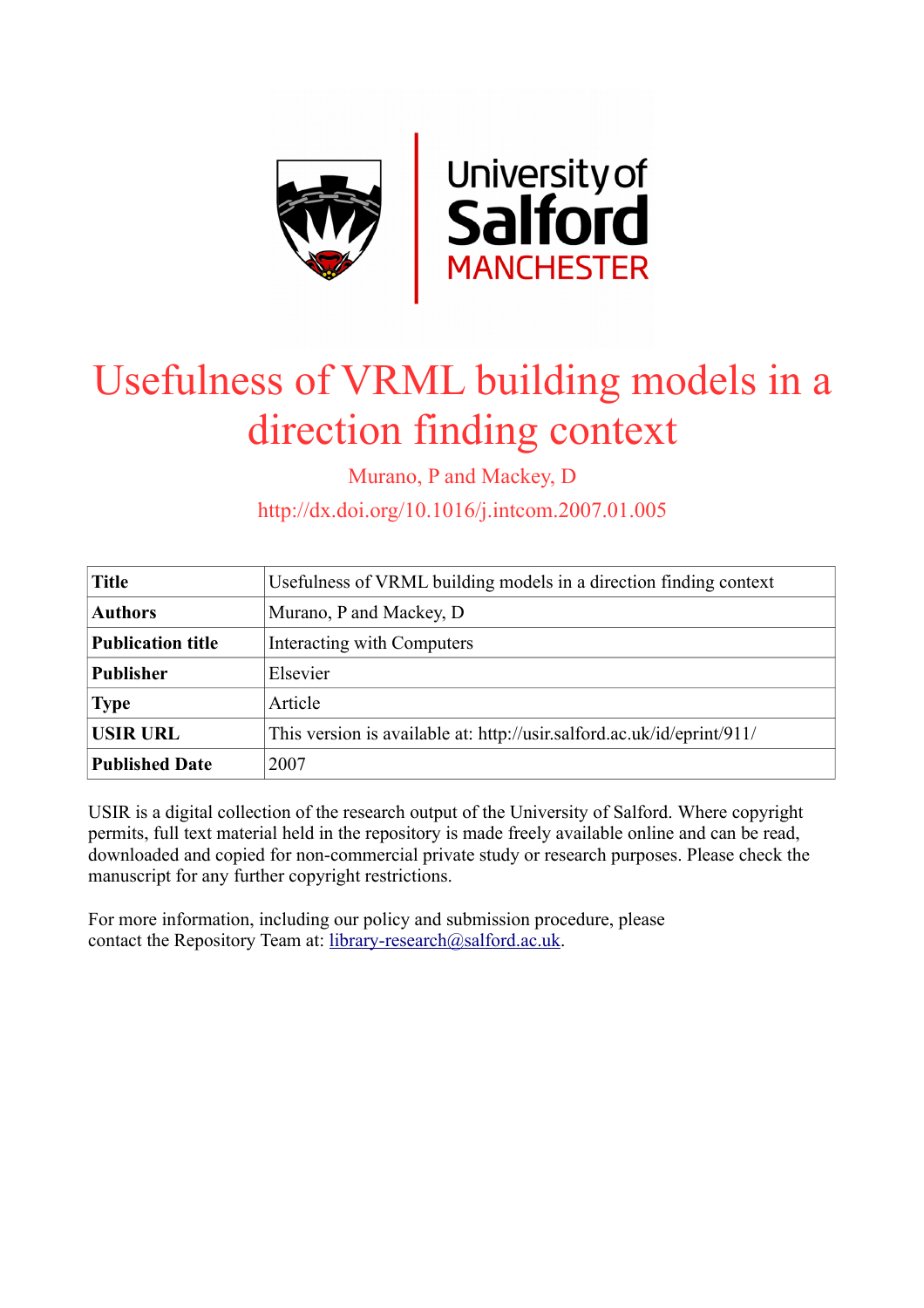# Usefulness of VRML building models in a direction finding context

Murano, P and Mackey, D

http://dx.doi.org/10.1016/j.intcom.2007.01.005

| **Title** | Usefulness of VRML building models in a direction finding context |
|---|---|
| **Authors** | Murano, P and Mackey, D |
| **Publication title** | Interacting with Computers |
| **Publisher** | Elsevier |
| **Type** | Article |
| **USIR URL** | This version is available at: http://usir.salford.ac.uk/id/eprint/911/ |
| **Published Date** | 2007 |

USIR is a digital collection of the research output of the University of Salford. Where copyright permits, full text material held in the repository is made freely available online and can be read, downloaded and copied for non-commercial private study or research purposes. Please check the manuscript for any further copyright restrictions.

For more information, including our policy and submission procedure, please contact the Repository Team at: library-research@salford.ac.uk.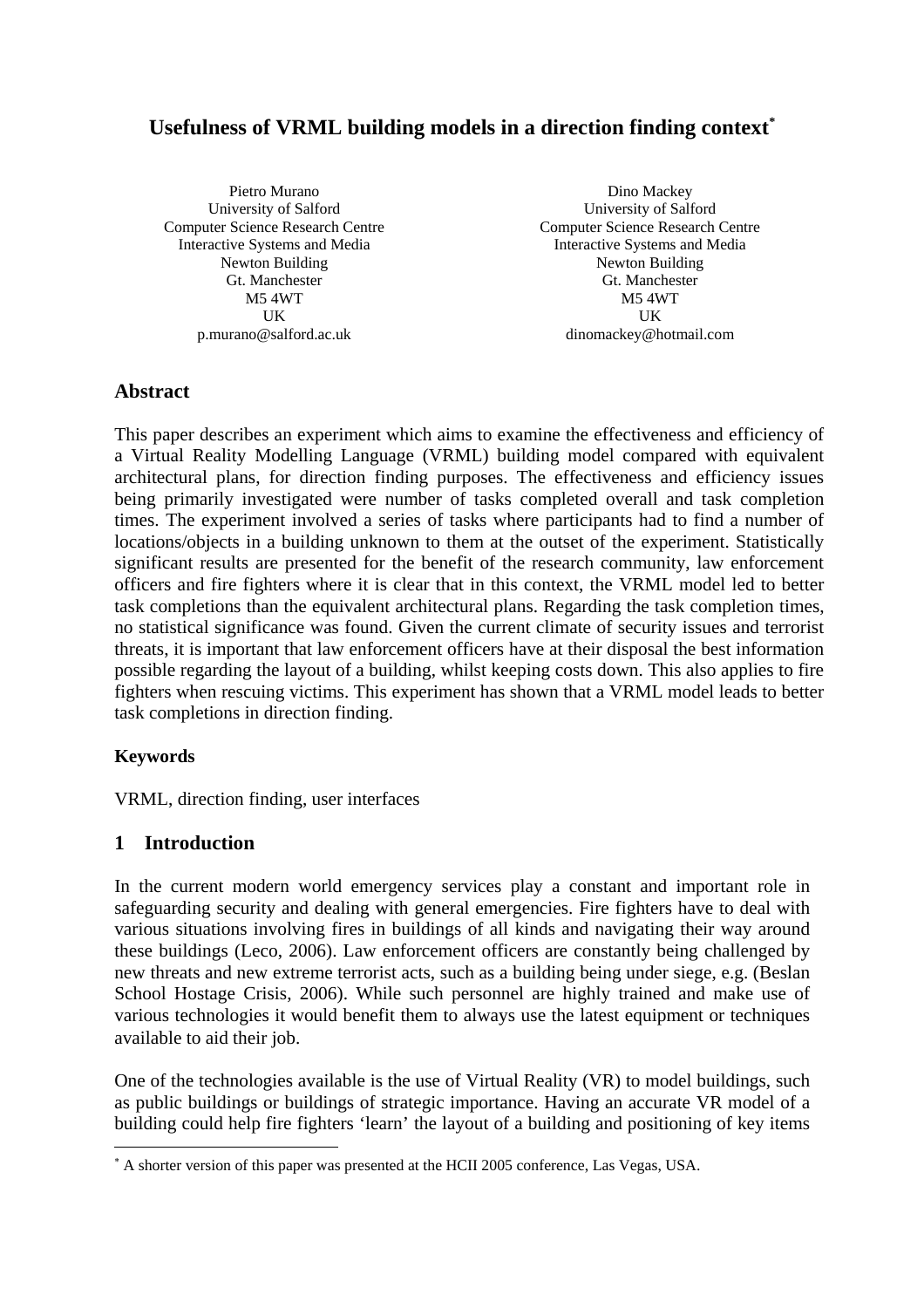# Usefulness of VRML building models in a direction finding context[*]

Pietro Murano
University of Salford
Computer Science Research Centre
Interactive Systems and Media
Newton Building
Gt. Manchester
M5 4WT
UK
p.murano@salford.ac.uk

Dino Mackey
University of Salford
Computer Science Research Centre
Interactive Systems and Media
Newton Building
Gt. Manchester
M5 4WT
UK
dinomackey@hotmail.com

## Abstract

This paper describes an experiment which aims to examine the effectiveness and efficiency of a Virtual Reality Modelling Language (VRML) building model compared with equivalent architectural plans, for direction finding purposes. The effectiveness and efficiency issues being primarily investigated were number of tasks completed overall and task completion times. The experiment involved a series of tasks where participants had to find a number of locations/objects in a building unknown to them at the outset of the experiment. Statistically significant results are presented for the benefit of the research community, law enforcement officers and fire fighters where it is clear that in this context, the VRML model led to better task completions than the equivalent architectural plans. Regarding the task completion times, no statistical significance was found. Given the current climate of security issues and terrorist threats, it is important that law enforcement officers have at their disposal the best information possible regarding the layout of a building, whilst keeping costs down. This also applies to fire fighters when rescuing victims. This experiment has shown that a VRML model leads to better task completions in direction finding.

### Keywords

VRML, direction finding, user interfaces

## 1 Introduction

In the current modern world emergency services play a constant and important role in safeguarding security and dealing with general emergencies. Fire fighters have to deal with various situations involving fires in buildings of all kinds and navigating their way around these buildings (Leco, 2006). Law enforcement officers are constantly being challenged by new threats and new extreme terrorist acts, such as a building being under siege, e.g. (Beslan School Hostage Crisis, 2006). While such personnel are highly trained and make use of various technologies it would benefit them to always use the latest equipment or techniques available to aid their job.

One of the technologies available is the use of Virtual Reality (VR) to model buildings, such as public buildings or buildings of strategic importance. Having an accurate VR model of a building could help fire fighters 'learn' the layout of a building and positioning of key items

[*] A shorter version of this paper was presented at the HCII 2005 conference, Las Vegas, USA.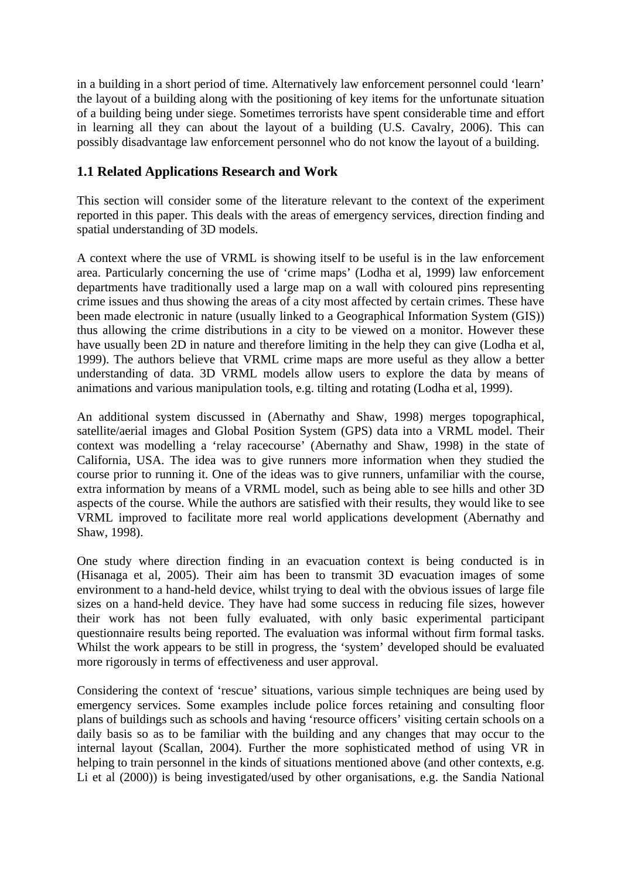in a building in a short period of time. Alternatively law enforcement personnel could 'learn' the layout of a building along with the positioning of key items for the unfortunate situation of a building being under siege. Sometimes terrorists have spent considerable time and effort in learning all they can about the layout of a building (U.S. Cavalry, 2006). This can possibly disadvantage law enforcement personnel who do not know the layout of a building.

## 1.1 Related Applications Research and Work

This section will consider some of the literature relevant to the context of the experiment reported in this paper. This deals with the areas of emergency services, direction finding and spatial understanding of 3D models.

A context where the use of VRML is showing itself to be useful is in the law enforcement area. Particularly concerning the use of 'crime maps' (Lodha et al, 1999) law enforcement departments have traditionally used a large map on a wall with coloured pins representing crime issues and thus showing the areas of a city most affected by certain crimes. These have been made electronic in nature (usually linked to a Geographical Information System (GIS)) thus allowing the crime distributions in a city to be viewed on a monitor. However these have usually been 2D in nature and therefore limiting in the help they can give (Lodha et al, 1999). The authors believe that VRML crime maps are more useful as they allow a better understanding of data. 3D VRML models allow users to explore the data by means of animations and various manipulation tools, e.g. tilting and rotating (Lodha et al, 1999).

An additional system discussed in (Abernathy and Shaw, 1998) merges topographical, satellite/aerial images and Global Position System (GPS) data into a VRML model. Their context was modelling a 'relay racecourse' (Abernathy and Shaw, 1998) in the state of California, USA. The idea was to give runners more information when they studied the course prior to running it. One of the ideas was to give runners, unfamiliar with the course, extra information by means of a VRML model, such as being able to see hills and other 3D aspects of the course. While the authors are satisfied with their results, they would like to see VRML improved to facilitate more real world applications development (Abernathy and Shaw, 1998).

One study where direction finding in an evacuation context is being conducted is in (Hisanaga et al, 2005). Their aim has been to transmit 3D evacuation images of some environment to a hand-held device, whilst trying to deal with the obvious issues of large file sizes on a hand-held device. They have had some success in reducing file sizes, however their work has not been fully evaluated, with only basic experimental participant questionnaire results being reported. The evaluation was informal without firm formal tasks. Whilst the work appears to be still in progress, the 'system' developed should be evaluated more rigorously in terms of effectiveness and user approval.

Considering the context of 'rescue' situations, various simple techniques are being used by emergency services. Some examples include police forces retaining and consulting floor plans of buildings such as schools and having 'resource officers' visiting certain schools on a daily basis so as to be familiar with the building and any changes that may occur to the internal layout (Scallan, 2004). Further the more sophisticated method of using VR in helping to train personnel in the kinds of situations mentioned above (and other contexts, e.g. Li et al (2000)) is being investigated/used by other organisations, e.g. the Sandia National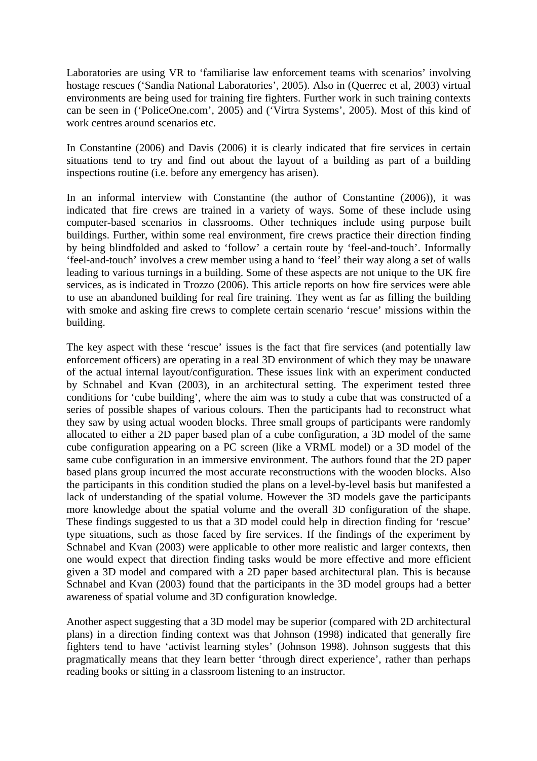Laboratories are using VR to 'familiarise law enforcement teams with scenarios' involving hostage rescues ('Sandia National Laboratories', 2005). Also in (Querrec et al, 2003) virtual environments are being used for training fire fighters. Further work in such training contexts can be seen in ('PoliceOne.com', 2005) and ('Virtra Systems', 2005). Most of this kind of work centres around scenarios etc.

In Constantine (2006) and Davis (2006) it is clearly indicated that fire services in certain situations tend to try and find out about the layout of a building as part of a building inspections routine (i.e. before any emergency has arisen).

In an informal interview with Constantine (the author of Constantine (2006)), it was indicated that fire crews are trained in a variety of ways. Some of these include using computer-based scenarios in classrooms. Other techniques include using purpose built buildings. Further, within some real environment, fire crews practice their direction finding by being blindfolded and asked to 'follow' a certain route by 'feel-and-touch'. Informally 'feel-and-touch' involves a crew member using a hand to 'feel' their way along a set of walls leading to various turnings in a building. Some of these aspects are not unique to the UK fire services, as is indicated in Trozzo (2006). This article reports on how fire services were able to use an abandoned building for real fire training. They went as far as filling the building with smoke and asking fire crews to complete certain scenario 'rescue' missions within the building.

The key aspect with these 'rescue' issues is the fact that fire services (and potentially law enforcement officers) are operating in a real 3D environment of which they may be unaware of the actual internal layout/configuration. These issues link with an experiment conducted by Schnabel and Kvan (2003), in an architectural setting. The experiment tested three conditions for 'cube building', where the aim was to study a cube that was constructed of a series of possible shapes of various colours. Then the participants had to reconstruct what they saw by using actual wooden blocks. Three small groups of participants were randomly allocated to either a 2D paper based plan of a cube configuration, a 3D model of the same cube configuration appearing on a PC screen (like a VRML model) or a 3D model of the same cube configuration in an immersive environment. The authors found that the 2D paper based plans group incurred the most accurate reconstructions with the wooden blocks. Also the participants in this condition studied the plans on a level-by-level basis but manifested a lack of understanding of the spatial volume. However the 3D models gave the participants more knowledge about the spatial volume and the overall 3D configuration of the shape. These findings suggested to us that a 3D model could help in direction finding for 'rescue' type situations, such as those faced by fire services. If the findings of the experiment by Schnabel and Kvan (2003) were applicable to other more realistic and larger contexts, then one would expect that direction finding tasks would be more effective and more efficient given a 3D model and compared with a 2D paper based architectural plan. This is because Schnabel and Kvan (2003) found that the participants in the 3D model groups had a better awareness of spatial volume and 3D configuration knowledge.

Another aspect suggesting that a 3D model may be superior (compared with 2D architectural plans) in a direction finding context was that Johnson (1998) indicated that generally fire fighters tend to have 'activist learning styles' (Johnson 1998). Johnson suggests that this pragmatically means that they learn better 'through direct experience', rather than perhaps reading books or sitting in a classroom listening to an instructor.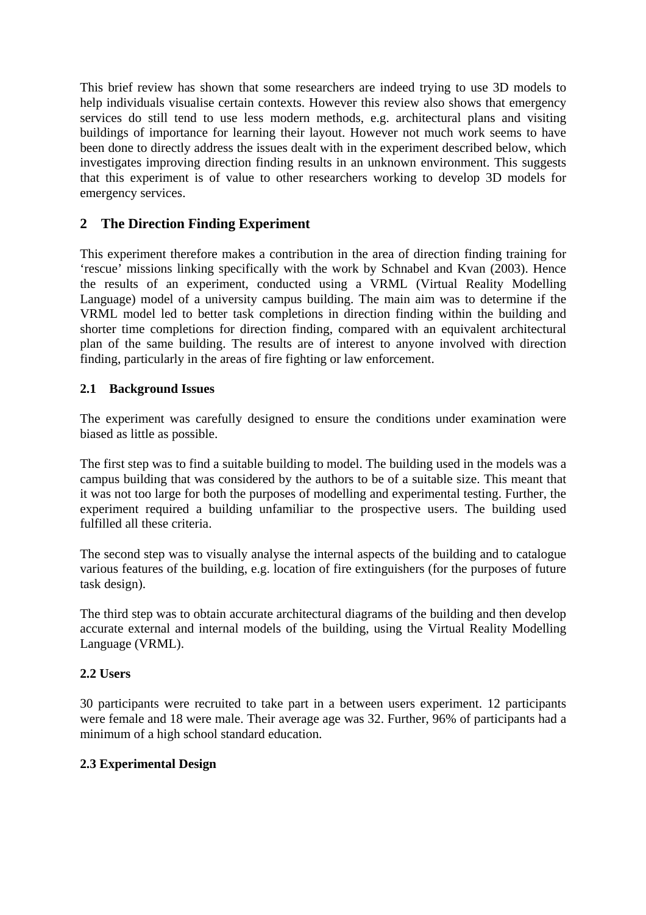This brief review has shown that some researchers are indeed trying to use 3D models to help individuals visualise certain contexts. However this review also shows that emergency services do still tend to use less modern methods, e.g. architectural plans and visiting buildings of importance for learning their layout. However not much work seems to have been done to directly address the issues dealt with in the experiment described below, which investigates improving direction finding results in an unknown environment. This suggests that this experiment is of value to other researchers working to develop 3D models for emergency services.

## 2 The Direction Finding Experiment

This experiment therefore makes a contribution in the area of direction finding training for 'rescue' missions linking specifically with the work by Schnabel and Kvan (2003). Hence the results of an experiment, conducted using a VRML (Virtual Reality Modelling Language) model of a university campus building. The main aim was to determine if the VRML model led to better task completions in direction finding within the building and shorter time completions for direction finding, compared with an equivalent architectural plan of the same building. The results are of interest to anyone involved with direction finding, particularly in the areas of fire fighting or law enforcement.

### 2.1 Background Issues

The experiment was carefully designed to ensure the conditions under examination were biased as little as possible.

The first step was to find a suitable building to model. The building used in the models was a campus building that was considered by the authors to be of a suitable size. This meant that it was not too large for both the purposes of modelling and experimental testing. Further, the experiment required a building unfamiliar to the prospective users. The building used fulfilled all these criteria.

The second step was to visually analyse the internal aspects of the building and to catalogue various features of the building, e.g. location of fire extinguishers (for the purposes of future task design).

The third step was to obtain accurate architectural diagrams of the building and then develop accurate external and internal models of the building, using the Virtual Reality Modelling Language (VRML).

### 2.2 Users

30 participants were recruited to take part in a between users experiment. 12 participants were female and 18 were male. Their average age was 32. Further, 96% of participants had a minimum of a high school standard education.

### 2.3 Experimental Design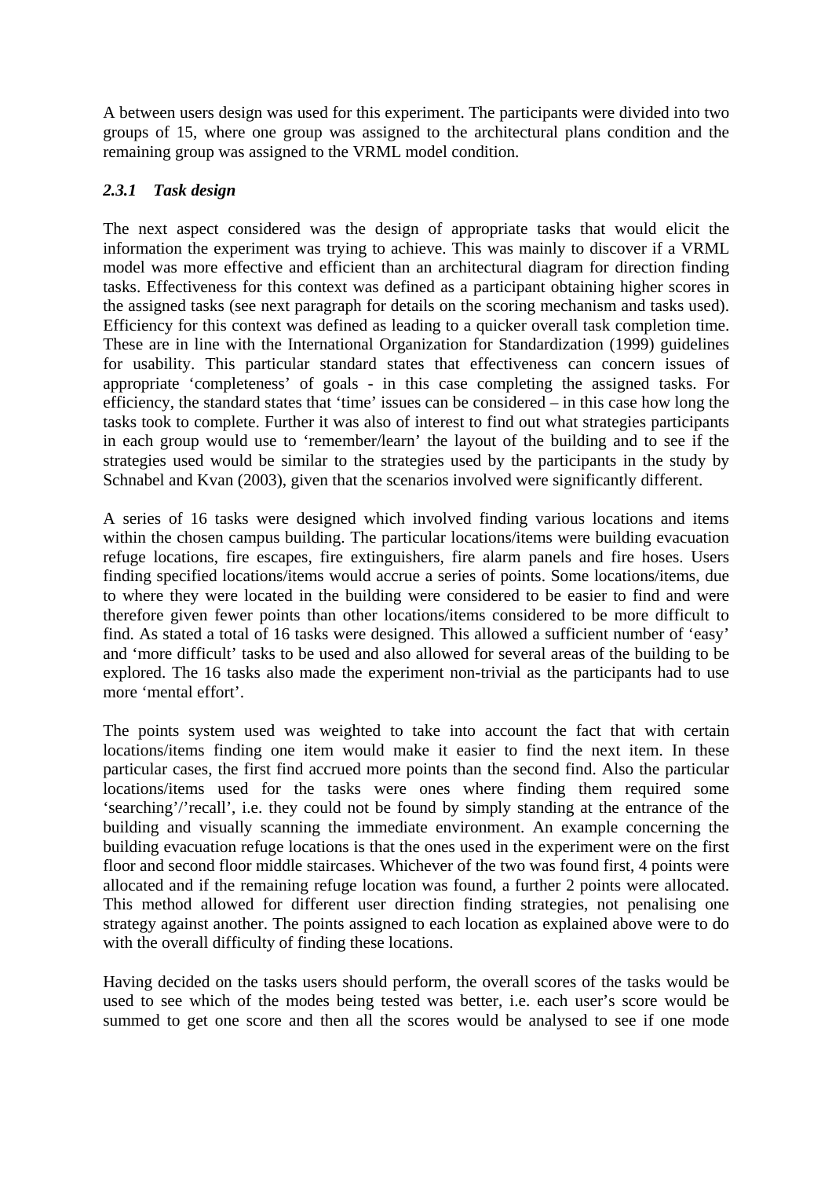A between users design was used for this experiment. The participants were divided into two groups of 15, where one group was assigned to the architectural plans condition and the remaining group was assigned to the VRML model condition.

### *2.3.1 Task design*

The next aspect considered was the design of appropriate tasks that would elicit the information the experiment was trying to achieve. This was mainly to discover if a VRML model was more effective and efficient than an architectural diagram for direction finding tasks. Effectiveness for this context was defined as a participant obtaining higher scores in the assigned tasks (see next paragraph for details on the scoring mechanism and tasks used). Efficiency for this context was defined as leading to a quicker overall task completion time. These are in line with the International Organization for Standardization (1999) guidelines for usability. This particular standard states that effectiveness can concern issues of appropriate 'completeness' of goals - in this case completing the assigned tasks. For efficiency, the standard states that 'time' issues can be considered – in this case how long the tasks took to complete. Further it was also of interest to find out what strategies participants in each group would use to 'remember/learn' the layout of the building and to see if the strategies used would be similar to the strategies used by the participants in the study by Schnabel and Kvan (2003), given that the scenarios involved were significantly different.

A series of 16 tasks were designed which involved finding various locations and items within the chosen campus building. The particular locations/items were building evacuation refuge locations, fire escapes, fire extinguishers, fire alarm panels and fire hoses. Users finding specified locations/items would accrue a series of points. Some locations/items, due to where they were located in the building were considered to be easier to find and were therefore given fewer points than other locations/items considered to be more difficult to find. As stated a total of 16 tasks were designed. This allowed a sufficient number of 'easy' and 'more difficult' tasks to be used and also allowed for several areas of the building to be explored. The 16 tasks also made the experiment non-trivial as the participants had to use more 'mental effort'.

The points system used was weighted to take into account the fact that with certain locations/items finding one item would make it easier to find the next item. In these particular cases, the first find accrued more points than the second find. Also the particular locations/items used for the tasks were ones where finding them required some 'searching'/'recall', i.e. they could not be found by simply standing at the entrance of the building and visually scanning the immediate environment. An example concerning the building evacuation refuge locations is that the ones used in the experiment were on the first floor and second floor middle staircases. Whichever of the two was found first, 4 points were allocated and if the remaining refuge location was found, a further 2 points were allocated. This method allowed for different user direction finding strategies, not penalising one strategy against another. The points assigned to each location as explained above were to do with the overall difficulty of finding these locations.

Having decided on the tasks users should perform, the overall scores of the tasks would be used to see which of the modes being tested was better, i.e. each user's score would be summed to get one score and then all the scores would be analysed to see if one mode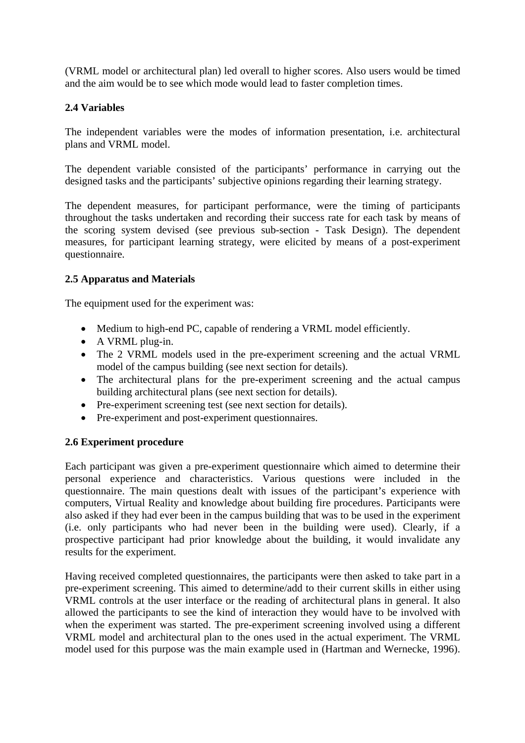(VRML model or architectural plan) led overall to higher scores. Also users would be timed and the aim would be to see which mode would lead to faster completion times.

### 2.4 Variables

The independent variables were the modes of information presentation, i.e. architectural plans and VRML model.

The dependent variable consisted of the participants' performance in carrying out the designed tasks and the participants' subjective opinions regarding their learning strategy.

The dependent measures, for participant performance, were the timing of participants throughout the tasks undertaken and recording their success rate for each task by means of the scoring system devised (see previous sub-section - Task Design). The dependent measures, for participant learning strategy, were elicited by means of a post-experiment questionnaire.

### 2.5 Apparatus and Materials

The equipment used for the experiment was:

- Medium to high-end PC, capable of rendering a VRML model efficiently.
- A VRML plug-in.
- The 2 VRML models used in the pre-experiment screening and the actual VRML model of the campus building (see next section for details).
- The architectural plans for the pre-experiment screening and the actual campus building architectural plans (see next section for details).
- Pre-experiment screening test (see next section for details).
- Pre-experiment and post-experiment questionnaires.

### 2.6 Experiment procedure

Each participant was given a pre-experiment questionnaire which aimed to determine their personal experience and characteristics. Various questions were included in the questionnaire. The main questions dealt with issues of the participant's experience with computers, Virtual Reality and knowledge about building fire procedures. Participants were also asked if they had ever been in the campus building that was to be used in the experiment (i.e. only participants who had never been in the building were used). Clearly, if a prospective participant had prior knowledge about the building, it would invalidate any results for the experiment.

Having received completed questionnaires, the participants were then asked to take part in a pre-experiment screening. This aimed to determine/add to their current skills in either using VRML controls at the user interface or the reading of architectural plans in general. It also allowed the participants to see the kind of interaction they would have to be involved with when the experiment was started. The pre-experiment screening involved using a different VRML model and architectural plan to the ones used in the actual experiment. The VRML model used for this purpose was the main example used in (Hartman and Wernecke, 1996).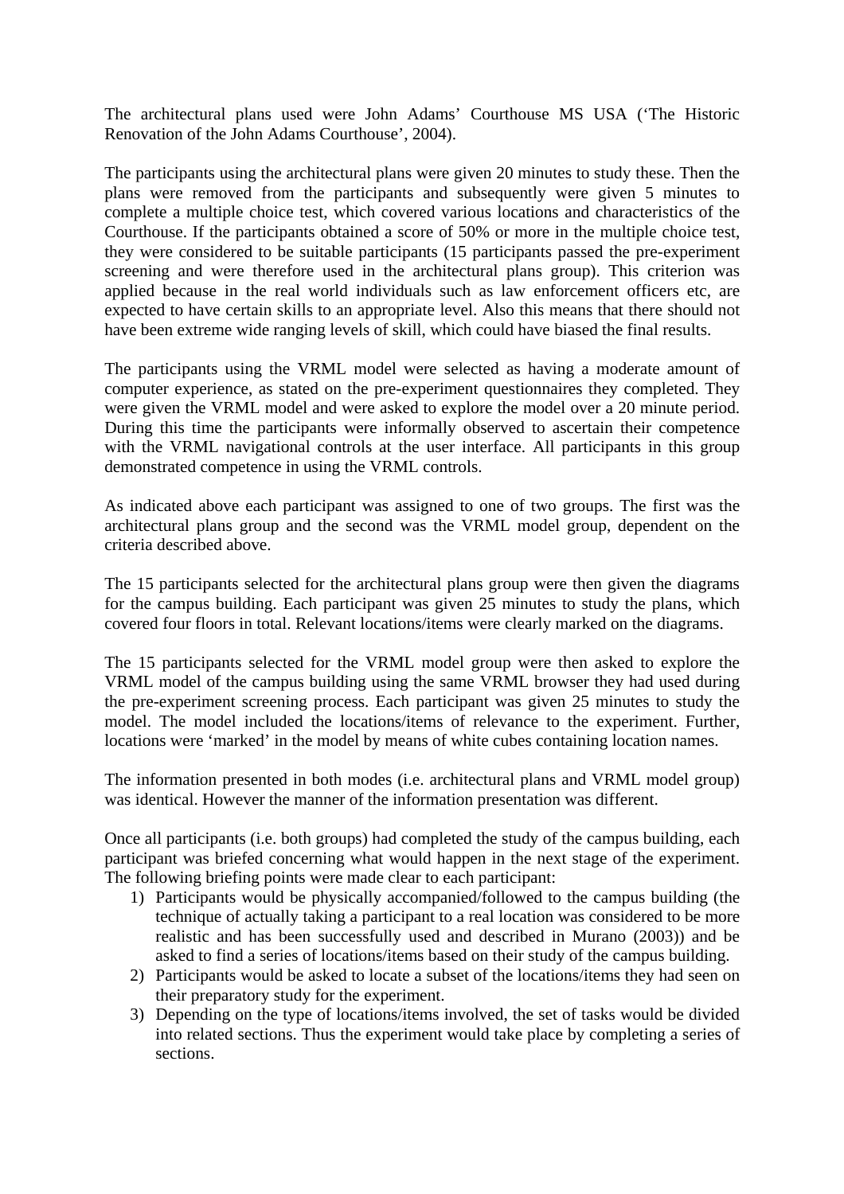The architectural plans used were John Adams' Courthouse MS USA ('The Historic Renovation of the John Adams Courthouse', 2004).

The participants using the architectural plans were given 20 minutes to study these. Then the plans were removed from the participants and subsequently were given 5 minutes to complete a multiple choice test, which covered various locations and characteristics of the Courthouse. If the participants obtained a score of 50% or more in the multiple choice test, they were considered to be suitable participants (15 participants passed the pre-experiment screening and were therefore used in the architectural plans group). This criterion was applied because in the real world individuals such as law enforcement officers etc, are expected to have certain skills to an appropriate level. Also this means that there should not have been extreme wide ranging levels of skill, which could have biased the final results.

The participants using the VRML model were selected as having a moderate amount of computer experience, as stated on the pre-experiment questionnaires they completed. They were given the VRML model and were asked to explore the model over a 20 minute period. During this time the participants were informally observed to ascertain their competence with the VRML navigational controls at the user interface. All participants in this group demonstrated competence in using the VRML controls.

As indicated above each participant was assigned to one of two groups. The first was the architectural plans group and the second was the VRML model group, dependent on the criteria described above.

The 15 participants selected for the architectural plans group were then given the diagrams for the campus building. Each participant was given 25 minutes to study the plans, which covered four floors in total. Relevant locations/items were clearly marked on the diagrams.

The 15 participants selected for the VRML model group were then asked to explore the VRML model of the campus building using the same VRML browser they had used during the pre-experiment screening process. Each participant was given 25 minutes to study the model. The model included the locations/items of relevance to the experiment. Further, locations were 'marked' in the model by means of white cubes containing location names.

The information presented in both modes (i.e. architectural plans and VRML model group) was identical. However the manner of the information presentation was different.

Once all participants (i.e. both groups) had completed the study of the campus building, each participant was briefed concerning what would happen in the next stage of the experiment. The following briefing points were made clear to each participant:

1) Participants would be physically accompanied/followed to the campus building (the technique of actually taking a participant to a real location was considered to be more realistic and has been successfully used and described in Murano (2003)) and be asked to find a series of locations/items based on their study of the campus building.
2) Participants would be asked to locate a subset of the locations/items they had seen on their preparatory study for the experiment.
3) Depending on the type of locations/items involved, the set of tasks would be divided into related sections. Thus the experiment would take place by completing a series of sections.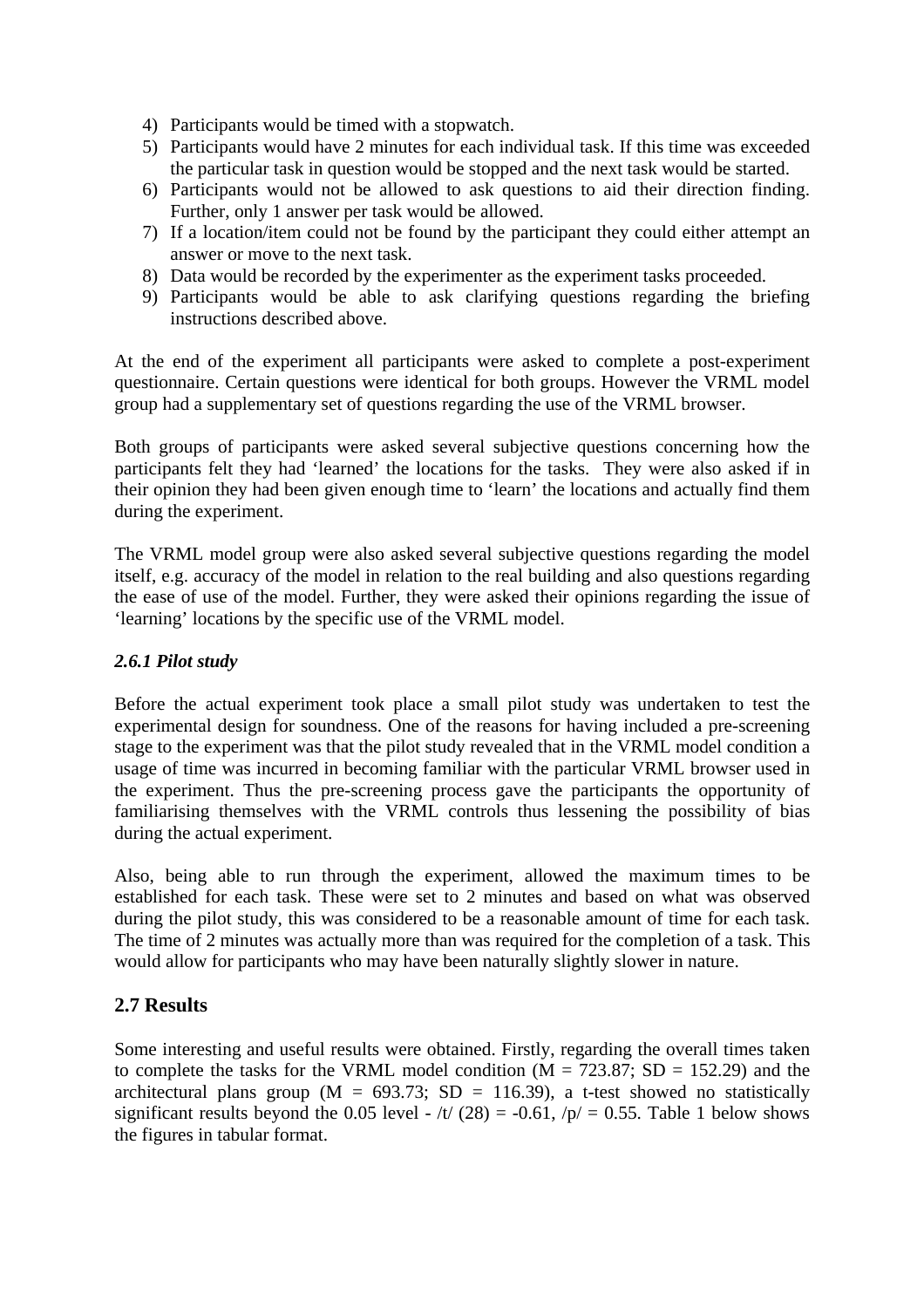4) Participants would be timed with a stopwatch.
5) Participants would have 2 minutes for each individual task. If this time was exceeded the particular task in question would be stopped and the next task would be started.
6) Participants would not be allowed to ask questions to aid their direction finding. Further, only 1 answer per task would be allowed.
7) If a location/item could not be found by the participant they could either attempt an answer or move to the next task.
8) Data would be recorded by the experimenter as the experiment tasks proceeded.
9) Participants would be able to ask clarifying questions regarding the briefing instructions described above.

At the end of the experiment all participants were asked to complete a post-experiment questionnaire. Certain questions were identical for both groups. However the VRML model group had a supplementary set of questions regarding the use of the VRML browser.

Both groups of participants were asked several subjective questions concerning how the participants felt they had 'learned' the locations for the tasks. They were also asked if in their opinion they had been given enough time to 'learn' the locations and actually find them during the experiment.

The VRML model group were also asked several subjective questions regarding the model itself, e.g. accuracy of the model in relation to the real building and also questions regarding the ease of use of the model. Further, they were asked their opinions regarding the issue of 'learning' locations by the specific use of the VRML model.

### *2.6.1 Pilot study*

Before the actual experiment took place a small pilot study was undertaken to test the experimental design for soundness. One of the reasons for having included a pre-screening stage to the experiment was that the pilot study revealed that in the VRML model condition a usage of time was incurred in becoming familiar with the particular VRML browser used in the experiment. Thus the pre-screening process gave the participants the opportunity of familiarising themselves with the VRML controls thus lessening the possibility of bias during the actual experiment.

Also, being able to run through the experiment, allowed the maximum times to be established for each task. These were set to 2 minutes and based on what was observed during the pilot study, this was considered to be a reasonable amount of time for each task. The time of 2 minutes was actually more than was required for the completion of a task. This would allow for participants who may have been naturally slightly slower in nature.

## 2.7 Results

Some interesting and useful results were obtained. Firstly, regarding the overall times taken to complete the tasks for the VRML model condition ($M = 723.87$; $SD = 152.29$) and the architectural plans group ($M = 693.73$; $SD = 116.39$), a t-test showed no statistically significant results beyond the 0.05 level - $t(28) = -0.61$, $p = 0.55$. Table 1 below shows the figures in tabular format.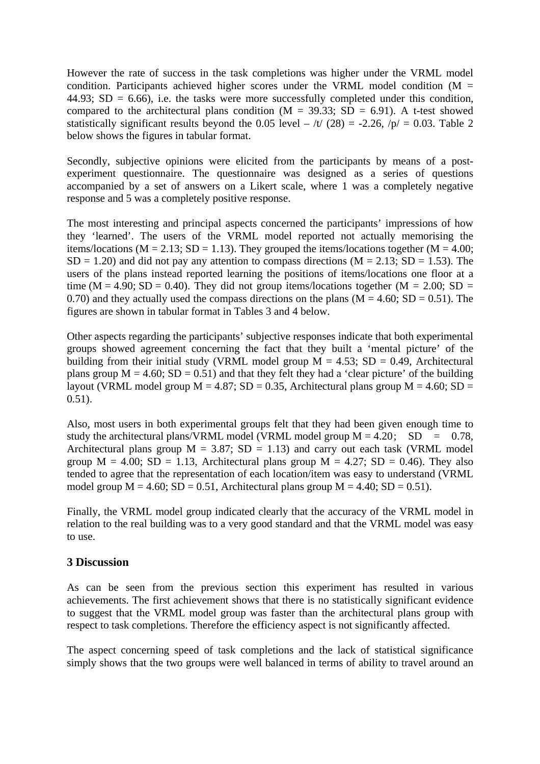However the rate of success in the task completions was higher under the VRML model condition. Participants achieved higher scores under the VRML model condition ($M = 44.93$; $SD = 6.66$), i.e. the tasks were more successfully completed under this condition, compared to the architectural plans condition ($M = 39.33$; $SD = 6.91$). A t-test showed statistically significant results beyond the 0.05 level – $t(28) = -2.26$, $p = 0.03$. Table 2 below shows the figures in tabular format.

Secondly, subjective opinions were elicited from the participants by means of a post-experiment questionnaire. The questionnaire was designed as a series of questions accompanied by a set of answers on a Likert scale, where 1 was a completely negative response and 5 was a completely positive response.

The most interesting and principal aspects concerned the participants' impressions of how they 'learned'. The users of the VRML model reported not actually memorising the items/locations ($M = 2.13$; $SD = 1.13$). They grouped the items/locations together ($M = 4.00$; $SD = 1.20$) and did not pay any attention to compass directions ($M = 2.13$; $SD = 1.53$). The users of the plans instead reported learning the positions of items/locations one floor at a time ($M = 4.90$; $SD = 0.40$). They did not group items/locations together ($M = 2.00$; $SD = 0.70$) and they actually used the compass directions on the plans ($M = 4.60$; $SD = 0.51$). The figures are shown in tabular format in Tables 3 and 4 below.

Other aspects regarding the participants' subjective responses indicate that both experimental groups showed agreement concerning the fact that they built a 'mental picture' of the building from their initial study (VRML model group $M = 4.53$; $SD = 0.49$, Architectural plans group $M = 4.60$; $SD = 0.51$) and that they felt they had a 'clear picture' of the building layout (VRML model group $M = 4.87$; $SD = 0.35$, Architectural plans group $M = 4.60$; $SD = 0.51$).

Also, most users in both experimental groups felt that they had been given enough time to study the architectural plans/VRML model (VRML model group $M = 4.20$; $SD = 0.78$, Architectural plans group $M = 3.87$; $SD = 1.13$) and carry out each task (VRML model group $M = 4.00$; $SD = 1.13$, Architectural plans group $M = 4.27$; $SD = 0.46$). They also tended to agree that the representation of each location/item was easy to understand (VRML model group $M = 4.60$; $SD = 0.51$, Architectural plans group $M = 4.40$; $SD = 0.51$).

Finally, the VRML model group indicated clearly that the accuracy of the VRML model in relation to the real building was to a very good standard and that the VRML model was easy to use.

## 3 Discussion

As can be seen from the previous section this experiment has resulted in various achievements. The first achievement shows that there is no statistically significant evidence to suggest that the VRML model group was faster than the architectural plans group with respect to task completions. Therefore the efficiency aspect is not significantly affected.

The aspect concerning speed of task completions and the lack of statistical significance simply shows that the two groups were well balanced in terms of ability to travel around an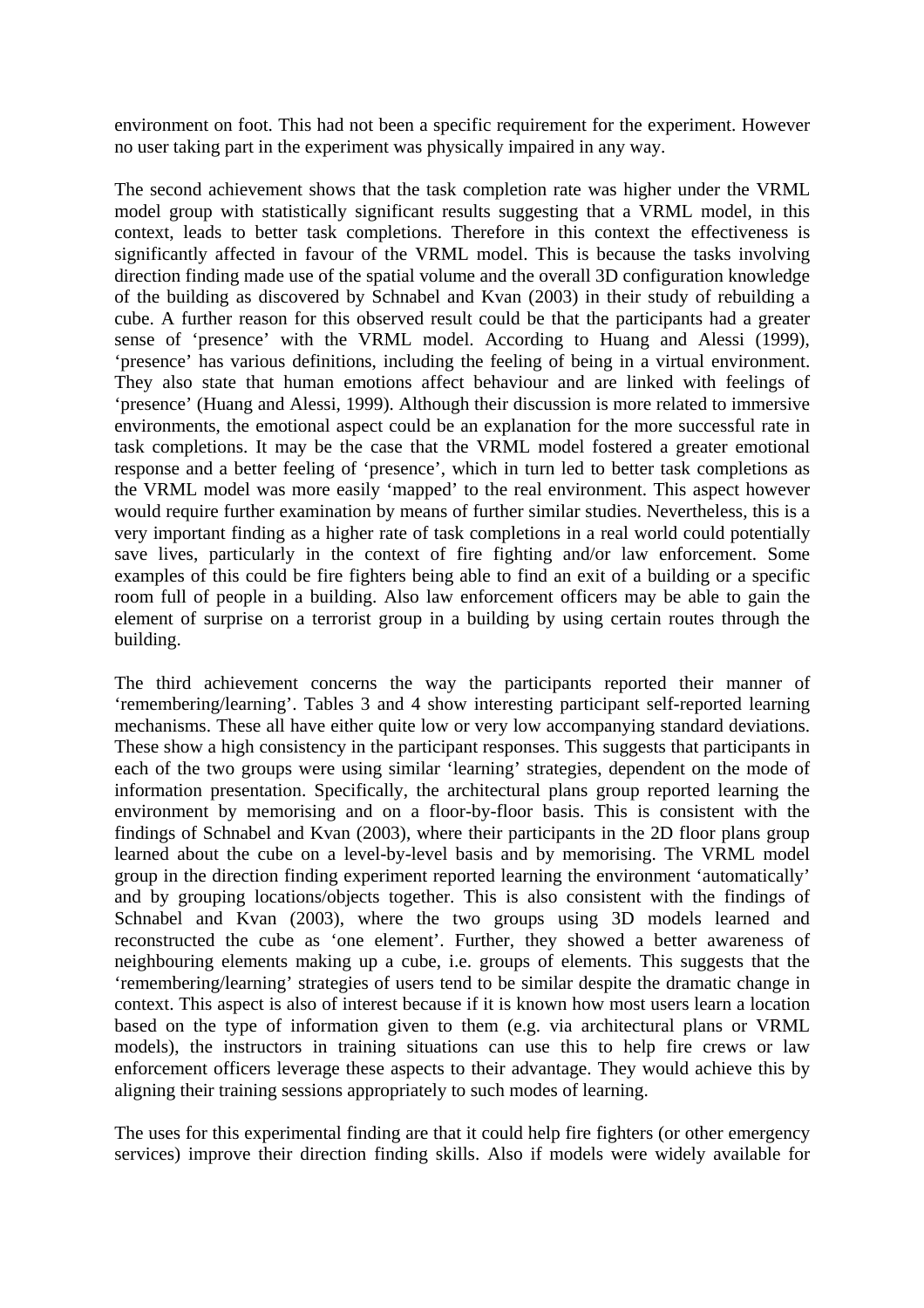environment on foot. This had not been a specific requirement for the experiment. However no user taking part in the experiment was physically impaired in any way.

The second achievement shows that the task completion rate was higher under the VRML model group with statistically significant results suggesting that a VRML model, in this context, leads to better task completions. Therefore in this context the effectiveness is significantly affected in favour of the VRML model. This is because the tasks involving direction finding made use of the spatial volume and the overall 3D configuration knowledge of the building as discovered by Schnabel and Kvan (2003) in their study of rebuilding a cube. A further reason for this observed result could be that the participants had a greater sense of 'presence' with the VRML model. According to Huang and Alessi (1999), 'presence' has various definitions, including the feeling of being in a virtual environment. They also state that human emotions affect behaviour and are linked with feelings of 'presence' (Huang and Alessi, 1999). Although their discussion is more related to immersive environments, the emotional aspect could be an explanation for the more successful rate in task completions. It may be the case that the VRML model fostered a greater emotional response and a better feeling of 'presence', which in turn led to better task completions as the VRML model was more easily 'mapped' to the real environment. This aspect however would require further examination by means of further similar studies. Nevertheless, this is a very important finding as a higher rate of task completions in a real world could potentially save lives, particularly in the context of fire fighting and/or law enforcement. Some examples of this could be fire fighters being able to find an exit of a building or a specific room full of people in a building. Also law enforcement officers may be able to gain the element of surprise on a terrorist group in a building by using certain routes through the building.

The third achievement concerns the way the participants reported their manner of 'remembering/learning'. Tables 3 and 4 show interesting participant self-reported learning mechanisms. These all have either quite low or very low accompanying standard deviations. These show a high consistency in the participant responses. This suggests that participants in each of the two groups were using similar 'learning' strategies, dependent on the mode of information presentation. Specifically, the architectural plans group reported learning the environment by memorising and on a floor-by-floor basis. This is consistent with the findings of Schnabel and Kvan (2003), where their participants in the 2D floor plans group learned about the cube on a level-by-level basis and by memorising. The VRML model group in the direction finding experiment reported learning the environment 'automatically' and by grouping locations/objects together. This is also consistent with the findings of Schnabel and Kvan (2003), where the two groups using 3D models learned and reconstructed the cube as 'one element'. Further, they showed a better awareness of neighbouring elements making up a cube, i.e. groups of elements. This suggests that the 'remembering/learning' strategies of users tend to be similar despite the dramatic change in context. This aspect is also of interest because if it is known how most users learn a location based on the type of information given to them (e.g. via architectural plans or VRML models), the instructors in training situations can use this to help fire crews or law enforcement officers leverage these aspects to their advantage. They would achieve this by aligning their training sessions appropriately to such modes of learning.

The uses for this experimental finding are that it could help fire fighters (or other emergency services) improve their direction finding skills. Also if models were widely available for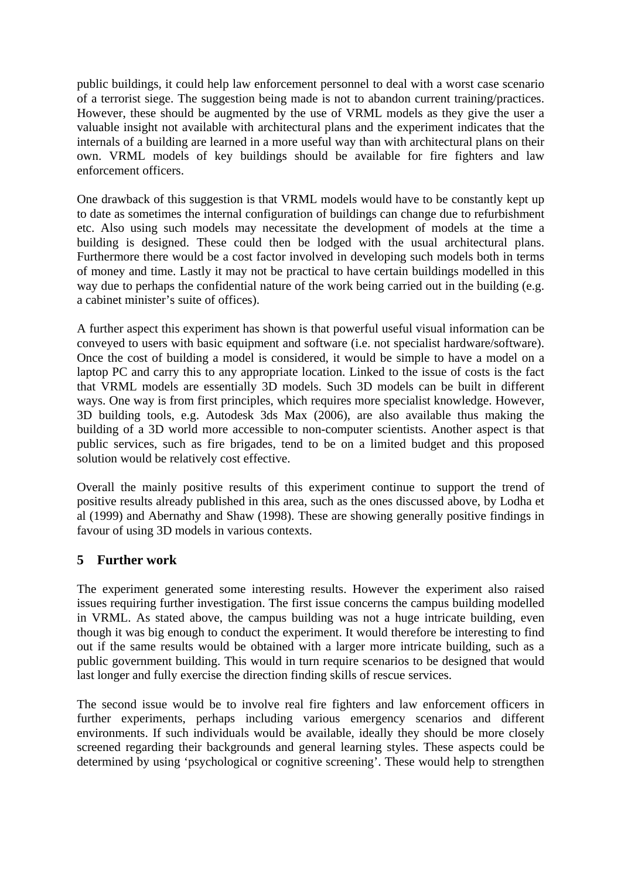public buildings, it could help law enforcement personnel to deal with a worst case scenario of a terrorist siege. The suggestion being made is not to abandon current training/practices. However, these should be augmented by the use of VRML models as they give the user a valuable insight not available with architectural plans and the experiment indicates that the internals of a building are learned in a more useful way than with architectural plans on their own. VRML models of key buildings should be available for fire fighters and law enforcement officers.

One drawback of this suggestion is that VRML models would have to be constantly kept up to date as sometimes the internal configuration of buildings can change due to refurbishment etc. Also using such models may necessitate the development of models at the time a building is designed. These could then be lodged with the usual architectural plans. Furthermore there would be a cost factor involved in developing such models both in terms of money and time. Lastly it may not be practical to have certain buildings modelled in this way due to perhaps the confidential nature of the work being carried out in the building (e.g. a cabinet minister's suite of offices).

A further aspect this experiment has shown is that powerful useful visual information can be conveyed to users with basic equipment and software (i.e. not specialist hardware/software). Once the cost of building a model is considered, it would be simple to have a model on a laptop PC and carry this to any appropriate location. Linked to the issue of costs is the fact that VRML models are essentially 3D models. Such 3D models can be built in different ways. One way is from first principles, which requires more specialist knowledge. However, 3D building tools, e.g. Autodesk 3ds Max (2006), are also available thus making the building of a 3D world more accessible to non-computer scientists. Another aspect is that public services, such as fire brigades, tend to be on a limited budget and this proposed solution would be relatively cost effective.

Overall the mainly positive results of this experiment continue to support the trend of positive results already published in this area, such as the ones discussed above, by Lodha et al (1999) and Abernathy and Shaw (1998). These are showing generally positive findings in favour of using 3D models in various contexts.

## 5 Further work

The experiment generated some interesting results. However the experiment also raised issues requiring further investigation. The first issue concerns the campus building modelled in VRML. As stated above, the campus building was not a huge intricate building, even though it was big enough to conduct the experiment. It would therefore be interesting to find out if the same results would be obtained with a larger more intricate building, such as a public government building. This would in turn require scenarios to be designed that would last longer and fully exercise the direction finding skills of rescue services.

The second issue would be to involve real fire fighters and law enforcement officers in further experiments, perhaps including various emergency scenarios and different environments. If such individuals would be available, ideally they should be more closely screened regarding their backgrounds and general learning styles. These aspects could be determined by using 'psychological or cognitive screening'. These would help to strengthen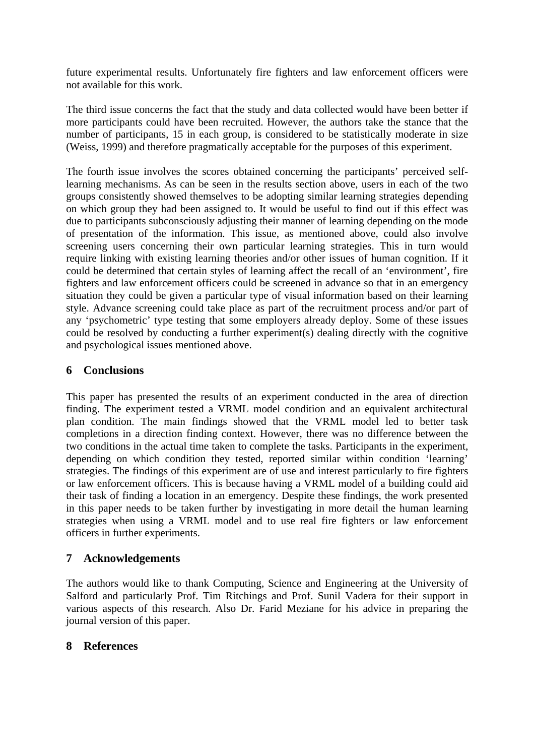future experimental results. Unfortunately fire fighters and law enforcement officers were not available for this work.

The third issue concerns the fact that the study and data collected would have been better if more participants could have been recruited. However, the authors take the stance that the number of participants, 15 in each group, is considered to be statistically moderate in size (Weiss, 1999) and therefore pragmatically acceptable for the purposes of this experiment.

The fourth issue involves the scores obtained concerning the participants' perceived self-learning mechanisms. As can be seen in the results section above, users in each of the two groups consistently showed themselves to be adopting similar learning strategies depending on which group they had been assigned to. It would be useful to find out if this effect was due to participants subconsciously adjusting their manner of learning depending on the mode of presentation of the information. This issue, as mentioned above, could also involve screening users concerning their own particular learning strategies. This in turn would require linking with existing learning theories and/or other issues of human cognition. If it could be determined that certain styles of learning affect the recall of an 'environment', fire fighters and law enforcement officers could be screened in advance so that in an emergency situation they could be given a particular type of visual information based on their learning style. Advance screening could take place as part of the recruitment process and/or part of any 'psychometric' type testing that some employers already deploy. Some of these issues could be resolved by conducting a further experiment(s) dealing directly with the cognitive and psychological issues mentioned above.

## 6 Conclusions

This paper has presented the results of an experiment conducted in the area of direction finding. The experiment tested a VRML model condition and an equivalent architectural plan condition. The main findings showed that the VRML model led to better task completions in a direction finding context. However, there was no difference between the two conditions in the actual time taken to complete the tasks. Participants in the experiment, depending on which condition they tested, reported similar within condition 'learning' strategies. The findings of this experiment are of use and interest particularly to fire fighters or law enforcement officers. This is because having a VRML model of a building could aid their task of finding a location in an emergency. Despite these findings, the work presented in this paper needs to be taken further by investigating in more detail the human learning strategies when using a VRML model and to use real fire fighters or law enforcement officers in further experiments.

## 7 Acknowledgements

The authors would like to thank Computing, Science and Engineering at the University of Salford and particularly Prof. Tim Ritchings and Prof. Sunil Vadera for their support in various aspects of this research. Also Dr. Farid Meziane for his advice in preparing the journal version of this paper.

## 8 References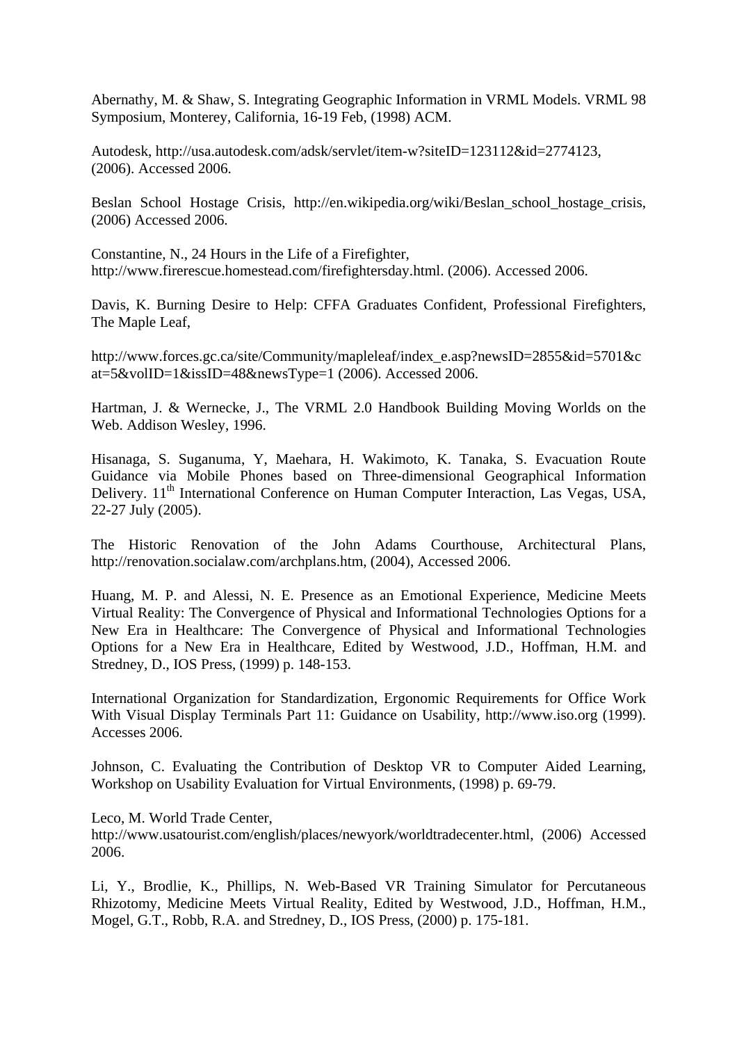Abernathy, M. & Shaw, S. Integrating Geographic Information in VRML Models. VRML 98 Symposium, Monterey, California, 16-19 Feb, (1998) ACM.

Autodesk, http://usa.autodesk.com/adsk/servlet/item-w?siteID=123112&id=2774123, (2006). Accessed 2006.

Beslan School Hostage Crisis, http://en.wikipedia.org/wiki/Beslan_school_hostage_crisis, (2006) Accessed 2006.

Constantine, N., 24 Hours in the Life of a Firefighter, http://www.firerescue.homestead.com/firefightersday.html. (2006). Accessed 2006.

Davis, K. Burning Desire to Help: CFFA Graduates Confident, Professional Firefighters, The Maple Leaf,

http://www.forces.gc.ca/site/Community/mapleleaf/index_e.asp?newsID=2855&id=5701&cat=5&volID=1&issID=48&newsType=1 (2006). Accessed 2006.

Hartman, J. & Wernecke, J., The VRML 2.0 Handbook Building Moving Worlds on the Web. Addison Wesley, 1996.

Hisanaga, S. Suganuma, Y, Maehara, H. Wakimoto, K. Tanaka, S. Evacuation Route Guidance via Mobile Phones based on Three-dimensional Geographical Information Delivery. 11th International Conference on Human Computer Interaction, Las Vegas, USA, 22-27 July (2005).

The Historic Renovation of the John Adams Courthouse, Architectural Plans, http://renovation.socialaw.com/archplans.htm, (2004), Accessed 2006.

Huang, M. P. and Alessi, N. E. Presence as an Emotional Experience, Medicine Meets Virtual Reality: The Convergence of Physical and Informational Technologies Options for a New Era in Healthcare: The Convergence of Physical and Informational Technologies Options for a New Era in Healthcare, Edited by Westwood, J.D., Hoffman, H.M. and Stredney, D., IOS Press, (1999) p. 148-153.

International Organization for Standardization, Ergonomic Requirements for Office Work With Visual Display Terminals Part 11: Guidance on Usability, http://www.iso.org (1999). Accesses 2006.

Johnson, C. Evaluating the Contribution of Desktop VR to Computer Aided Learning, Workshop on Usability Evaluation for Virtual Environments, (1998) p. 69-79.

Leco, M. World Trade Center, http://www.usatourist.com/english/places/newyork/worldtradecenter.html, (2006) Accessed 2006.

Li, Y., Brodlie, K., Phillips, N. Web-Based VR Training Simulator for Percutaneous Rhizotomy, Medicine Meets Virtual Reality, Edited by Westwood, J.D., Hoffman, H.M., Mogel, G.T., Robb, R.A. and Stredney, D., IOS Press, (2000) p. 175-181.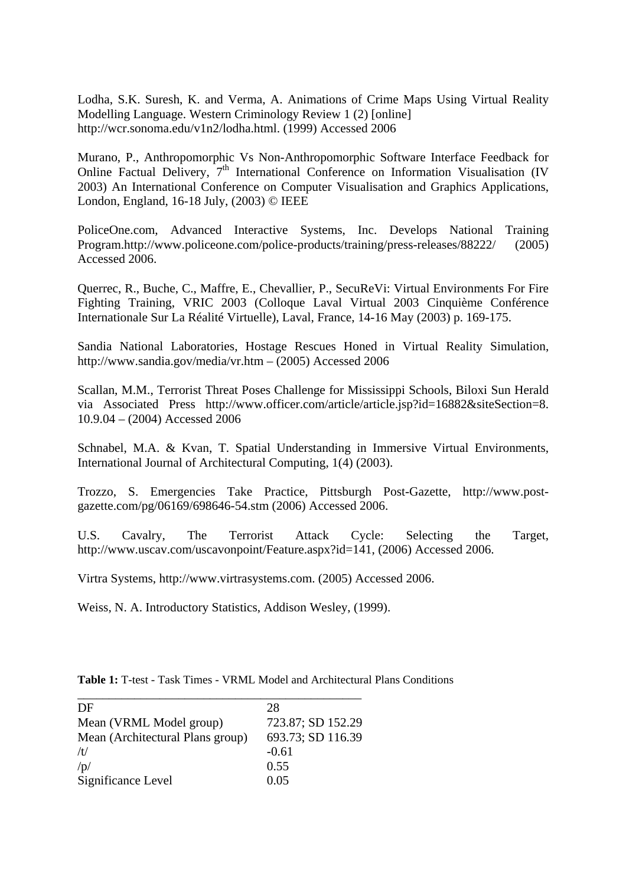Lodha, S.K. Suresh, K. and Verma, A. Animations of Crime Maps Using Virtual Reality Modelling Language. Western Criminology Review 1 (2) [online] http://wcr.sonoma.edu/v1n2/lodha.html. (1999) Accessed 2006

Murano, P., Anthropomorphic Vs Non-Anthropomorphic Software Interface Feedback for Online Factual Delivery, 7th International Conference on Information Visualisation (IV 2003) An International Conference on Computer Visualisation and Graphics Applications, London, England, 16-18 July, (2003) © IEEE

PoliceOne.com, Advanced Interactive Systems, Inc. Develops National Training Program.http://www.policeone.com/police-products/training/press-releases/88222/ (2005) Accessed 2006.

Querrec, R., Buche, C., Maffre, E., Chevallier, P., SecuReVi: Virtual Environments For Fire Fighting Training, VRIC 2003 (Colloque Laval Virtual 2003 Cinquième Conférence Internationale Sur La Réalité Virtuelle), Laval, France, 14-16 May (2003) p. 169-175.

Sandia National Laboratories, Hostage Rescues Honed in Virtual Reality Simulation, http://www.sandia.gov/media/vr.htm – (2005) Accessed 2006

Scallan, M.M., Terrorist Threat Poses Challenge for Mississippi Schools, Biloxi Sun Herald via Associated Press http://www.officer.com/article/article.jsp?id=16882&siteSection=8. 10.9.04 – (2004) Accessed 2006

Schnabel, M.A. & Kvan, T. Spatial Understanding in Immersive Virtual Environments, International Journal of Architectural Computing, 1(4) (2003).

Trozzo, S. Emergencies Take Practice, Pittsburgh Post-Gazette, http://www.post-gazette.com/pg/06169/698646-54.stm (2006) Accessed 2006.

U.S. Cavalry, The Terrorist Attack Cycle: Selecting the Target, http://www.uscav.com/uscavonpoint/Feature.aspx?id=141, (2006) Accessed 2006.

Virtra Systems, http://www.virtrasystems.com. (2005) Accessed 2006.

Weiss, N. A. Introductory Statistics, Addison Wesley, (1999).

**Table 1:** T-test - Task Times - VRML Model and Architectural Plans Conditions

| | |
|---|---|
| DF | 28 |
| Mean (VRML Model group) | 723.87; SD 152.29 |
| Mean (Architectural Plans group) | 693.73; SD 116.39 |
| /t/ | -0.61 |
| /p/ | 0.55 |
| Significance Level | 0.05 |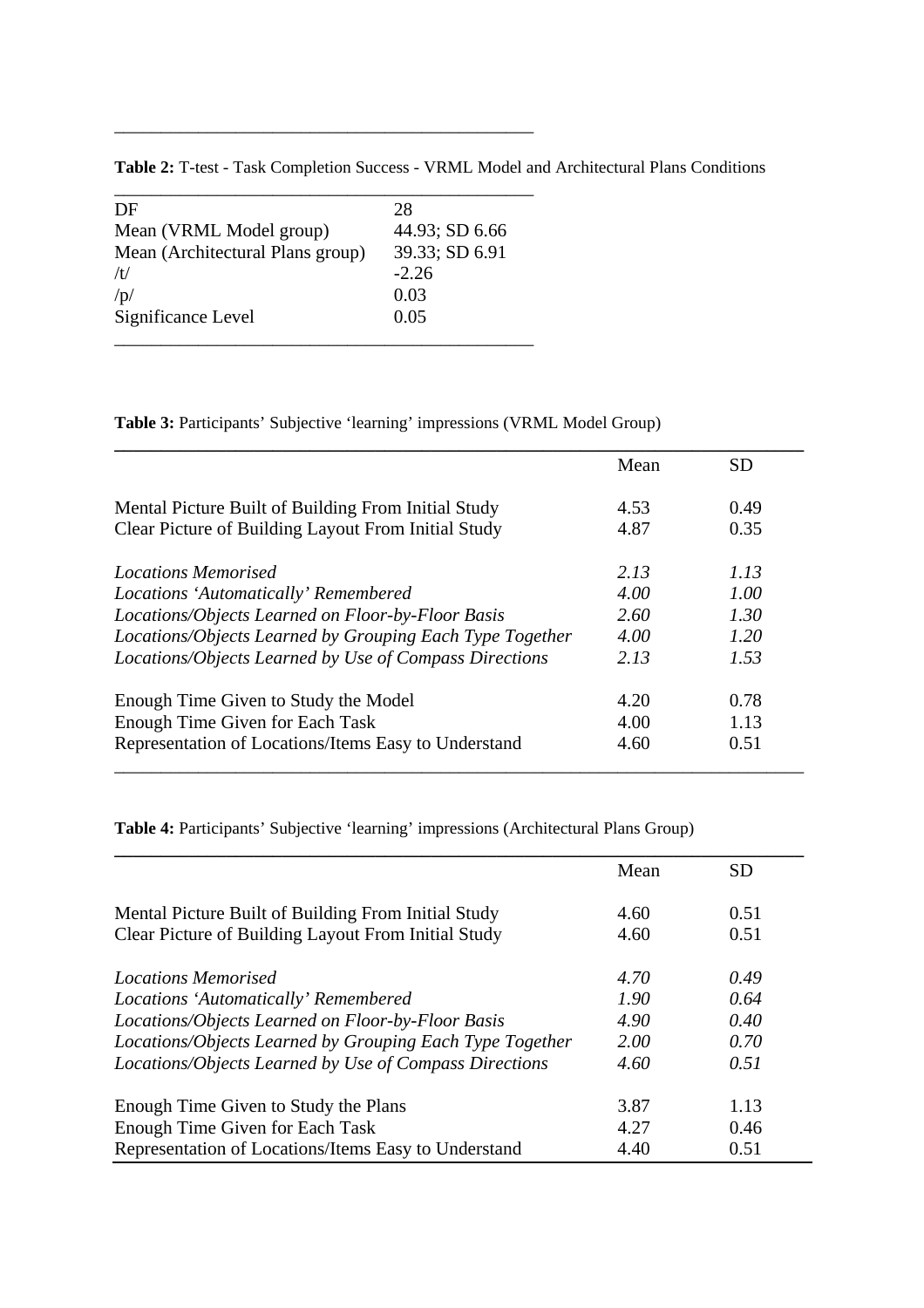**Table 2:** T-test - Task Completion Success - VRML Model and Architectural Plans Conditions

| | |
|---|---|
| DF | 28 |
| Mean (VRML Model group) | 44.93; SD 6.66 |
| Mean (Architectural Plans group) | 39.33; SD 6.91 |
| /t/ | -2.26 |
| /p/ | 0.03 |
| Significance Level | 0.05 |

**Table 3:** Participants' Subjective 'learning' impressions (VRML Model Group)

| | Mean | SD |
|---|---|---|
| Mental Picture Built of Building From Initial Study | 4.53 | 0.49 |
| Clear Picture of Building Layout From Initial Study | 4.87 | 0.35 |
| *Locations Memorised* | *2.13* | *1.13* |
| *Locations 'Automatically' Remembered* | *4.00* | *1.00* |
| *Locations/Objects Learned on Floor-by-Floor Basis* | *2.60* | *1.30* |
| *Locations/Objects Learned by Grouping Each Type Together* | *4.00* | *1.20* |
| *Locations/Objects Learned by Use of Compass Directions* | *2.13* | *1.53* |
| Enough Time Given to Study the Model | 4.20 | 0.78 |
| Enough Time Given for Each Task | 4.00 | 1.13 |
| Representation of Locations/Items Easy to Understand | 4.60 | 0.51 |

**Table 4:** Participants' Subjective 'learning' impressions (Architectural Plans Group)

| | Mean | SD |
|---|---|---|
| Mental Picture Built of Building From Initial Study | 4.60 | 0.51 |
| Clear Picture of Building Layout From Initial Study | 4.60 | 0.51 |
| *Locations Memorised* | *4.70* | *0.49* |
| *Locations 'Automatically' Remembered* | *1.90* | *0.64* |
| *Locations/Objects Learned on Floor-by-Floor Basis* | *4.90* | *0.40* |
| *Locations/Objects Learned by Grouping Each Type Together* | *2.00* | *0.70* |
| *Locations/Objects Learned by Use of Compass Directions* | *4.60* | *0.51* |
| Enough Time Given to Study the Plans | 3.87 | 1.13 |
| Enough Time Given for Each Task | 4.27 | 0.46 |
| Representation of Locations/Items Easy to Understand | 4.40 | 0.51 |